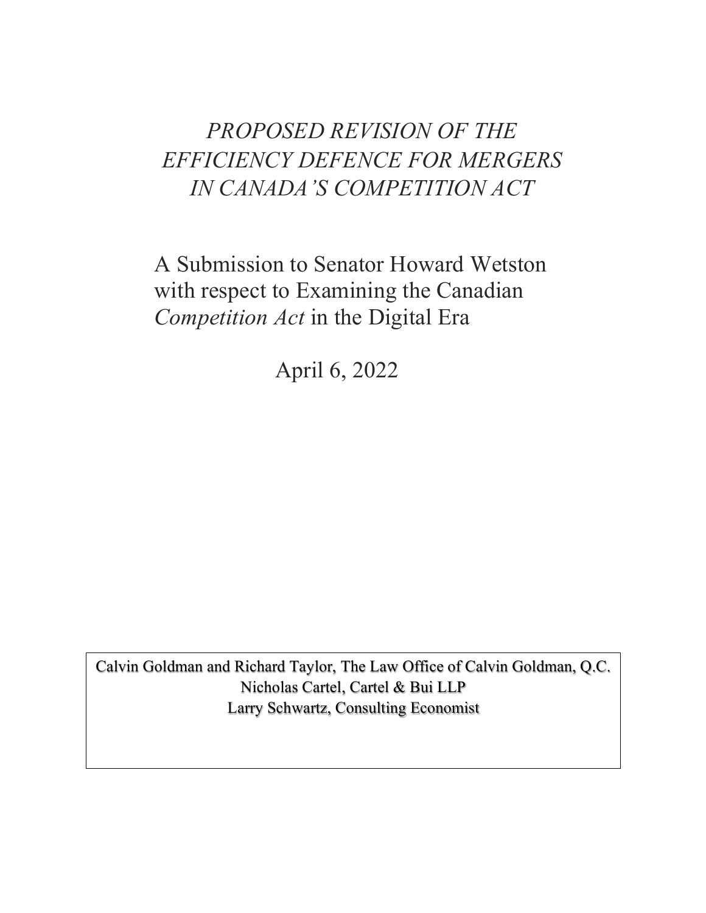# *PROPOSED REVISION OF THE EFFICIENCY DEFENCE FOR MERGERS IN CANADA'S COMPETITION ACT*

A Submission to Senator Howard Wetston with respect to Examining the Canadian *Competition Act* in the Digital Era

April 6, 2022

Calvin Goldman and Richard Taylor, The Law Office of Calvin Goldman, Q.C.
Nicholas Cartel, Cartel & Bui LLP
Larry Schwartz, Consulting Economist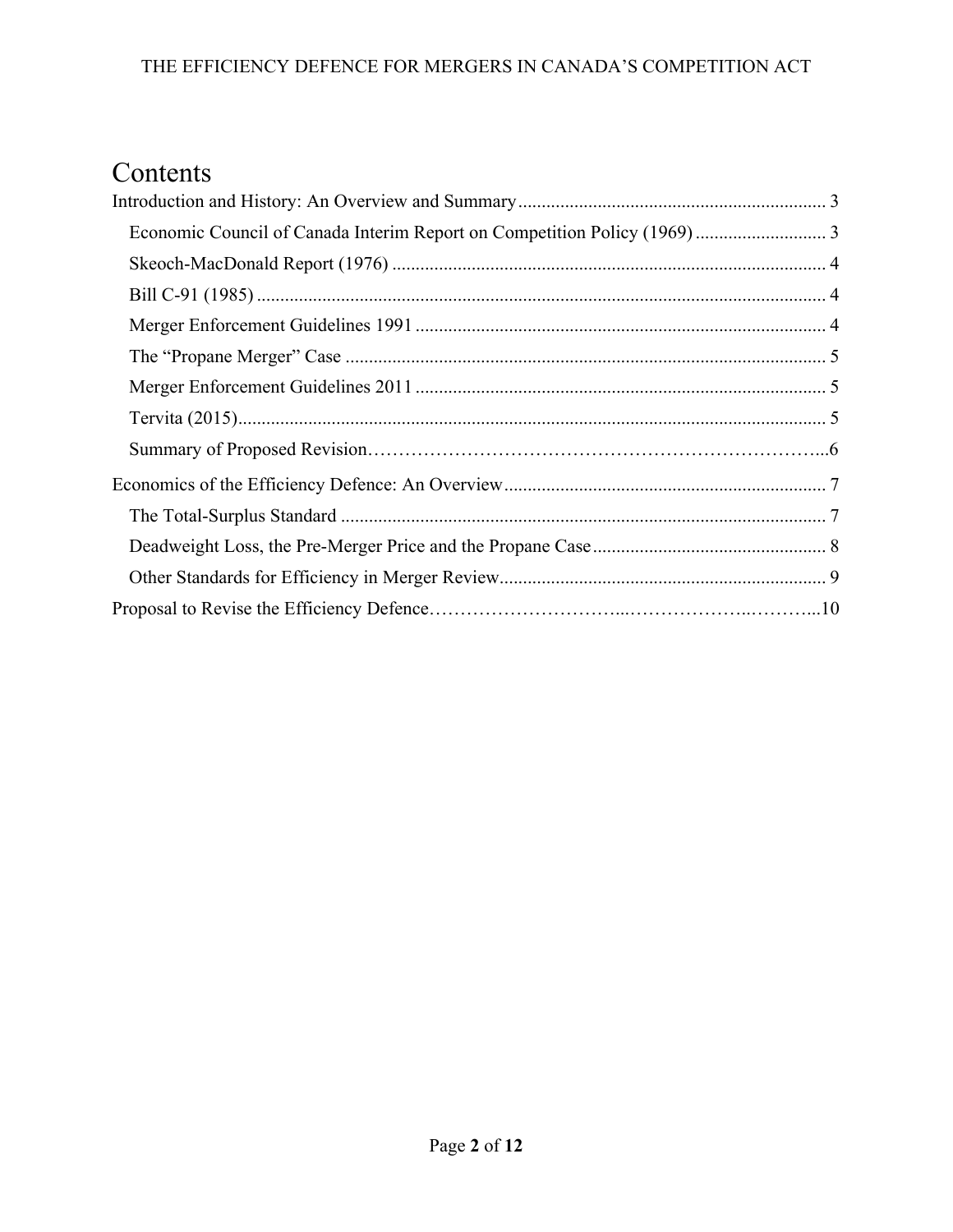# Contents

- Introduction and History: An Overview and Summary .... 3
  - Economic Council of Canada Interim Report on Competition Policy (1969) .... 3
  - Skeoch-MacDonald Report (1976) .... 4
  - Bill C-91 (1985) .... 4
  - Merger Enforcement Guidelines 1991 .... 4
  - The "Propane Merger" Case .... 5
  - Merger Enforcement Guidelines 2011 .... 5
  - Tervita (2015) .... 5
  - Summary of Proposed Revision .... 6
- Economics of the Efficiency Defence: An Overview .... 7
  - The Total-Surplus Standard .... 7
  - Deadweight Loss, the Pre-Merger Price and the Propane Case .... 8
  - Other Standards for Efficiency in Merger Review .... 9
- Proposal to Revise the Efficiency Defence .... 10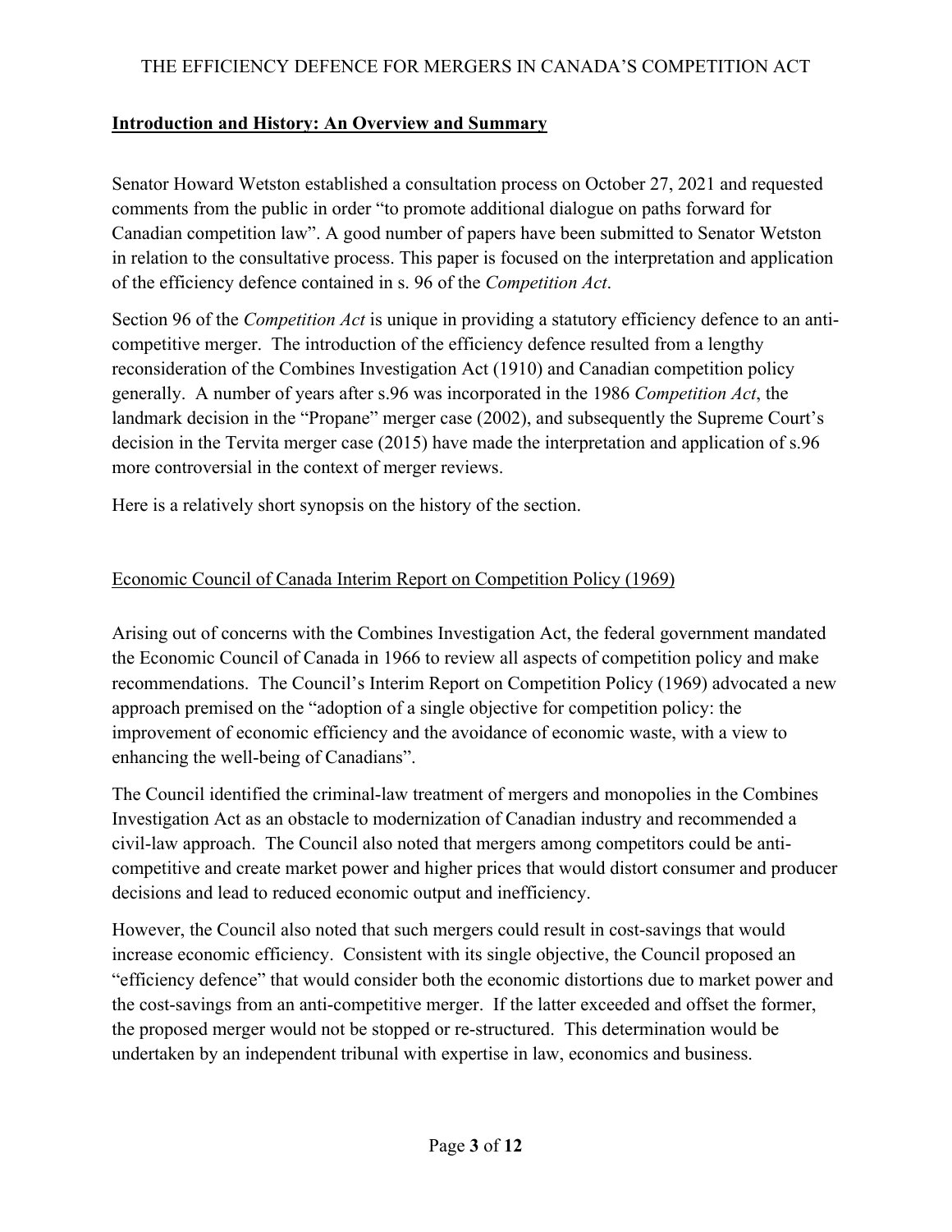## **Introduction and History: An Overview and Summary**

Senator Howard Wetston established a consultation process on October 27, 2021 and requested comments from the public in order "to promote additional dialogue on paths forward for Canadian competition law". A good number of papers have been submitted to Senator Wetston in relation to the consultative process. This paper is focused on the interpretation and application of the efficiency defence contained in s. 96 of the *Competition Act*.

Section 96 of the *Competition Act* is unique in providing a statutory efficiency defence to an anti-competitive merger. The introduction of the efficiency defence resulted from a lengthy reconsideration of the Combines Investigation Act (1910) and Canadian competition policy generally. A number of years after s.96 was incorporated in the 1986 *Competition Act*, the landmark decision in the "Propane" merger case (2002), and subsequently the Supreme Court's decision in the Tervita merger case (2015) have made the interpretation and application of s.96 more controversial in the context of merger reviews.

Here is a relatively short synopsis on the history of the section.

### Economic Council of Canada Interim Report on Competition Policy (1969)

Arising out of concerns with the Combines Investigation Act, the federal government mandated the Economic Council of Canada in 1966 to review all aspects of competition policy and make recommendations. The Council's Interim Report on Competition Policy (1969) advocated a new approach premised on the "adoption of a single objective for competition policy: the improvement of economic efficiency and the avoidance of economic waste, with a view to enhancing the well-being of Canadians".

The Council identified the criminal-law treatment of mergers and monopolies in the Combines Investigation Act as an obstacle to modernization of Canadian industry and recommended a civil-law approach. The Council also noted that mergers among competitors could be anti-competitive and create market power and higher prices that would distort consumer and producer decisions and lead to reduced economic output and inefficiency.

However, the Council also noted that such mergers could result in cost-savings that would increase economic efficiency. Consistent with its single objective, the Council proposed an "efficiency defence" that would consider both the economic distortions due to market power and the cost-savings from an anti-competitive merger. If the latter exceeded and offset the former, the proposed merger would not be stopped or re-structured. This determination would be undertaken by an independent tribunal with expertise in law, economics and business.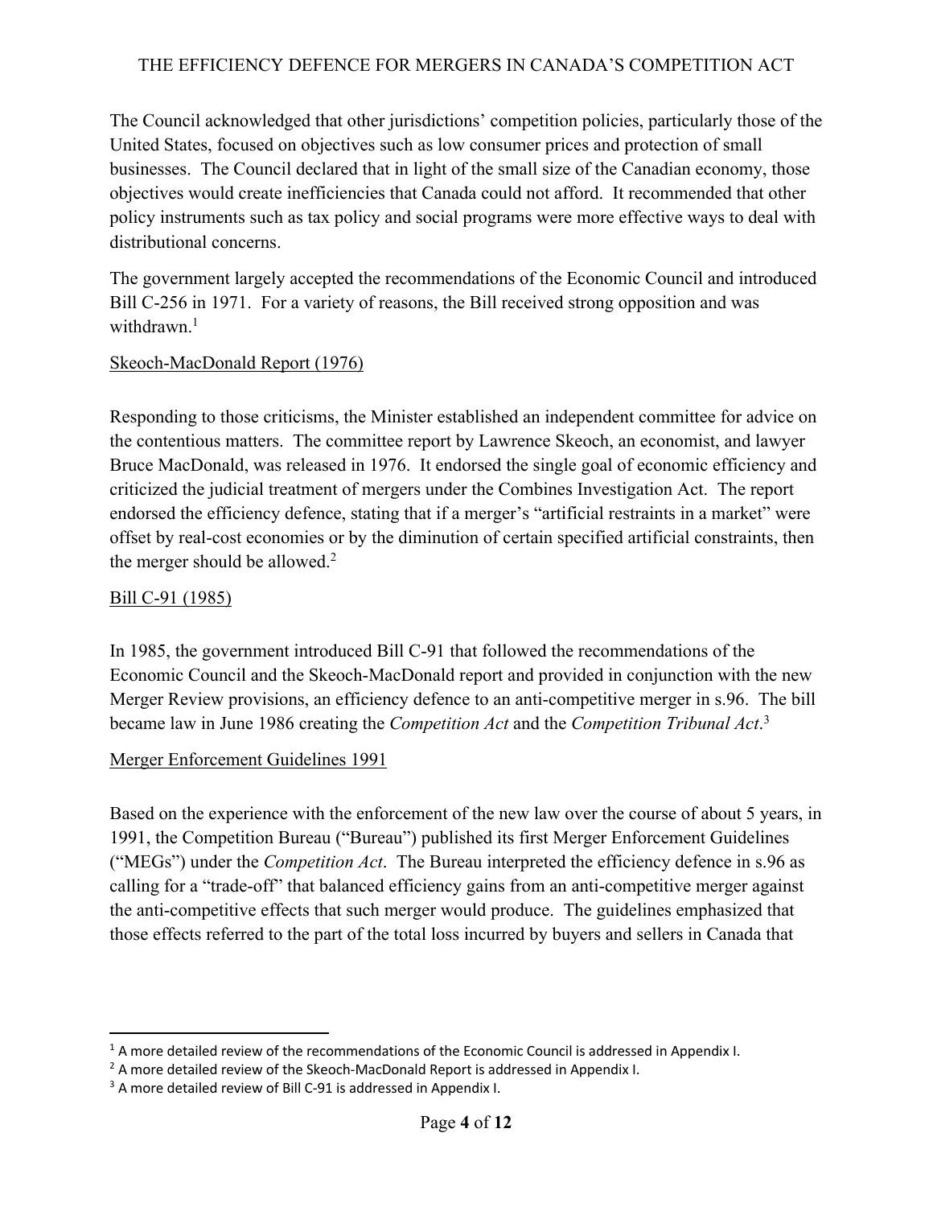The Council acknowledged that other jurisdictions' competition policies, particularly those of the United States, focused on objectives such as low consumer prices and protection of small businesses. The Council declared that in light of the small size of the Canadian economy, those objectives would create inefficiencies that Canada could not afford. It recommended that other policy instruments such as tax policy and social programs were more effective ways to deal with distributional concerns.

The government largely accepted the recommendations of the Economic Council and introduced Bill C-256 in 1971. For a variety of reasons, the Bill received strong opposition and was withdrawn.[1]

<u>Skeoch-MacDonald Report (1976)</u>

Responding to those criticisms, the Minister established an independent committee for advice on the contentious matters. The committee report by Lawrence Skeoch, an economist, and lawyer Bruce MacDonald, was released in 1976. It endorsed the single goal of economic efficiency and criticized the judicial treatment of mergers under the Combines Investigation Act. The report endorsed the efficiency defence, stating that if a merger's "artificial restraints in a market" were offset by real-cost economies or by the diminution of certain specified artificial constraints, then the merger should be allowed.[2]

<u>Bill C-91 (1985)</u>

In 1985, the government introduced Bill C-91 that followed the recommendations of the Economic Council and the Skeoch-MacDonald report and provided in conjunction with the new Merger Review provisions, an efficiency defence to an anti-competitive merger in s.96. The bill became law in June 1986 creating the *Competition Act* and the *Competition Tribunal Act*.[3]

<u>Merger Enforcement Guidelines 1991</u>

Based on the experience with the enforcement of the new law over the course of about 5 years, in 1991, the Competition Bureau ("Bureau") published its first Merger Enforcement Guidelines ("MEGs") under the *Competition Act*. The Bureau interpreted the efficiency defence in s.96 as calling for a "trade-off" that balanced efficiency gains from an anti-competitive merger against the anti-competitive effects that such merger would produce. The guidelines emphasized that those effects referred to the part of the total loss incurred by buyers and sellers in Canada that

---

[1] A more detailed review of the recommendations of the Economic Council is addressed in Appendix I.

[2] A more detailed review of the Skeoch-MacDonald Report is addressed in Appendix I.

[3] A more detailed review of Bill C-91 is addressed in Appendix I.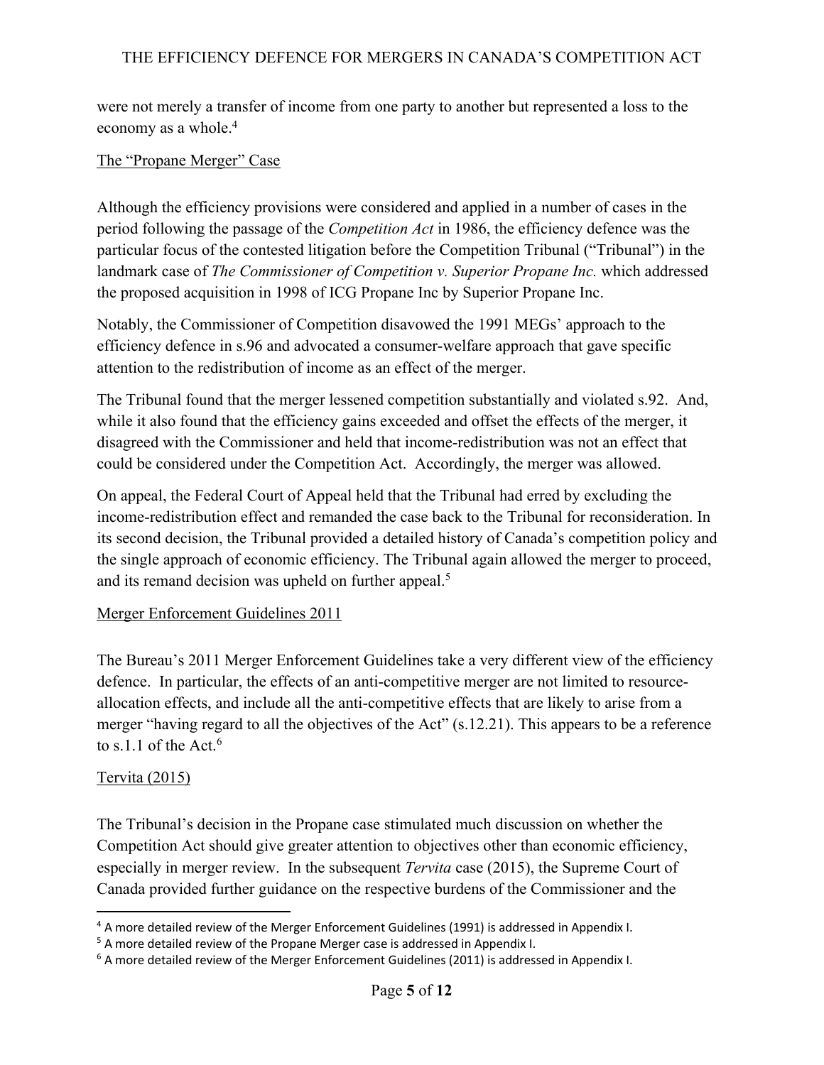were not merely a transfer of income from one party to another but represented a loss to the economy as a whole.[4]

## The "Propane Merger" Case

Although the efficiency provisions were considered and applied in a number of cases in the period following the passage of the *Competition Act* in 1986, the efficiency defence was the particular focus of the contested litigation before the Competition Tribunal ("Tribunal") in the landmark case of *The Commissioner of Competition v. Superior Propane Inc.* which addressed the proposed acquisition in 1998 of ICG Propane Inc by Superior Propane Inc.

Notably, the Commissioner of Competition disavowed the 1991 MEGs' approach to the efficiency defence in s.96 and advocated a consumer-welfare approach that gave specific attention to the redistribution of income as an effect of the merger.

The Tribunal found that the merger lessened competition substantially and violated s.92. And, while it also found that the efficiency gains exceeded and offset the effects of the merger, it disagreed with the Commissioner and held that income-redistribution was not an effect that could be considered under the Competition Act. Accordingly, the merger was allowed.

On appeal, the Federal Court of Appeal held that the Tribunal had erred by excluding the income-redistribution effect and remanded the case back to the Tribunal for reconsideration. In its second decision, the Tribunal provided a detailed history of Canada's competition policy and the single approach of economic efficiency. The Tribunal again allowed the merger to proceed, and its remand decision was upheld on further appeal.[5]

## Merger Enforcement Guidelines 2011

The Bureau's 2011 Merger Enforcement Guidelines take a very different view of the efficiency defence. In particular, the effects of an anti-competitive merger are not limited to resource-allocation effects, and include all the anti-competitive effects that are likely to arise from a merger "having regard to all the objectives of the Act" (s.12.21). This appears to be a reference to s.1.1 of the Act.[6]

## Tervita (2015)

The Tribunal's decision in the Propane case stimulated much discussion on whether the Competition Act should give greater attention to objectives other than economic efficiency, especially in merger review. In the subsequent *Tervita* case (2015), the Supreme Court of Canada provided further guidance on the respective burdens of the Commissioner and the

---

[4] A more detailed review of the Merger Enforcement Guidelines (1991) is addressed in Appendix I.

[5] A more detailed review of the Propane Merger case is addressed in Appendix I.

[6] A more detailed review of the Merger Enforcement Guidelines (2011) is addressed in Appendix I.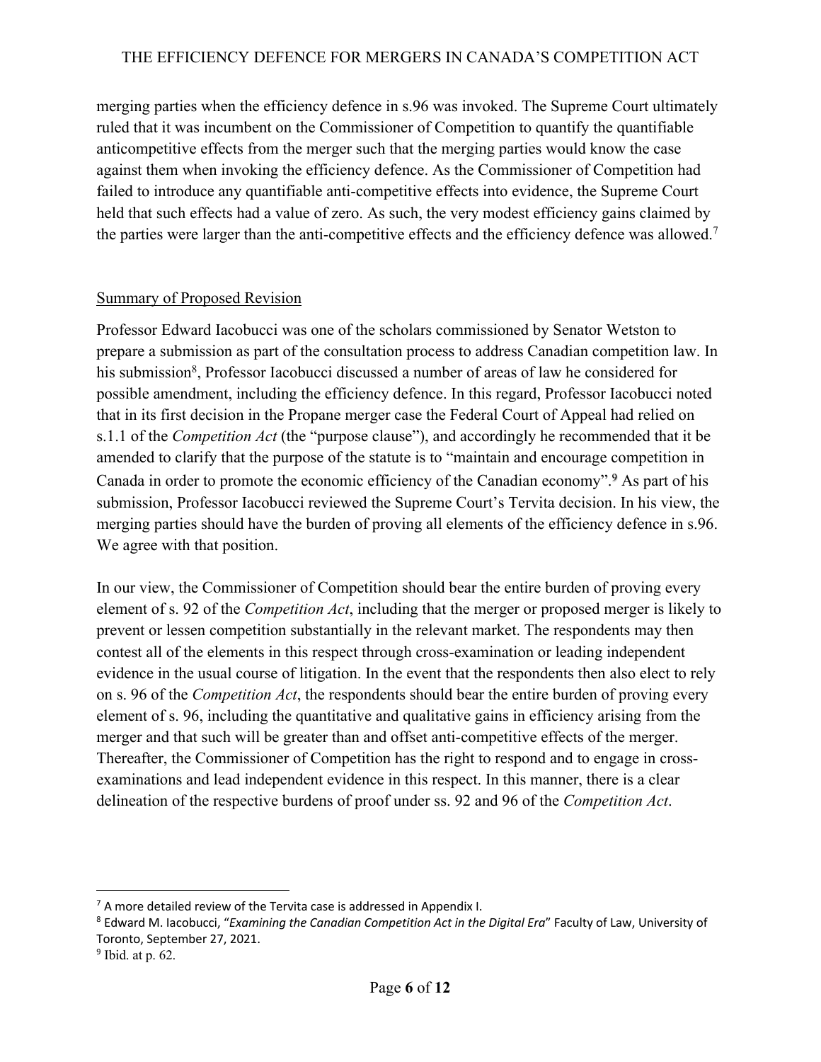merging parties when the efficiency defence in s.96 was invoked. The Supreme Court ultimately ruled that it was incumbent on the Commissioner of Competition to quantify the quantifiable anticompetitive effects from the merger such that the merging parties would know the case against them when invoking the efficiency defence. As the Commissioner of Competition had failed to introduce any quantifiable anti-competitive effects into evidence, the Supreme Court held that such effects had a value of zero. As such, the very modest efficiency gains claimed by the parties were larger than the anti-competitive effects and the efficiency defence was allowed.[7]

## Summary of Proposed Revision

Professor Edward Iacobucci was one of the scholars commissioned by Senator Wetston to prepare a submission as part of the consultation process to address Canadian competition law. In his submission[8], Professor Iacobucci discussed a number of areas of law he considered for possible amendment, including the efficiency defence. In this regard, Professor Iacobucci noted that in its first decision in the Propane merger case the Federal Court of Appeal had relied on s.1.1 of the *Competition Act* (the "purpose clause"), and accordingly he recommended that it be amended to clarify that the purpose of the statute is to "maintain and encourage competition in Canada in order to promote the economic efficiency of the Canadian economy".[9] As part of his submission, Professor Iacobucci reviewed the Supreme Court's Tervita decision. In his view, the merging parties should have the burden of proving all elements of the efficiency defence in s.96. We agree with that position.

In our view, the Commissioner of Competition should bear the entire burden of proving every element of s. 92 of the *Competition Act*, including that the merger or proposed merger is likely to prevent or lessen competition substantially in the relevant market. The respondents may then contest all of the elements in this respect through cross-examination or leading independent evidence in the usual course of litigation. In the event that the respondents then also elect to rely on s. 96 of the *Competition Act*, the respondents should bear the entire burden of proving every element of s. 96, including the quantitative and qualitative gains in efficiency arising from the merger and that such will be greater than and offset anti-competitive effects of the merger. Thereafter, the Commissioner of Competition has the right to respond and to engage in cross-examinations and lead independent evidence in this respect. In this manner, there is a clear delineation of the respective burdens of proof under ss. 92 and 96 of the *Competition Act*.

---

[7] A more detailed review of the Tervita case is addressed in Appendix I.

[8] Edward M. Iacobucci, "*Examining the Canadian Competition Act in the Digital Era*" Faculty of Law, University of Toronto, September 27, 2021.

[9] Ibid. at p. 62.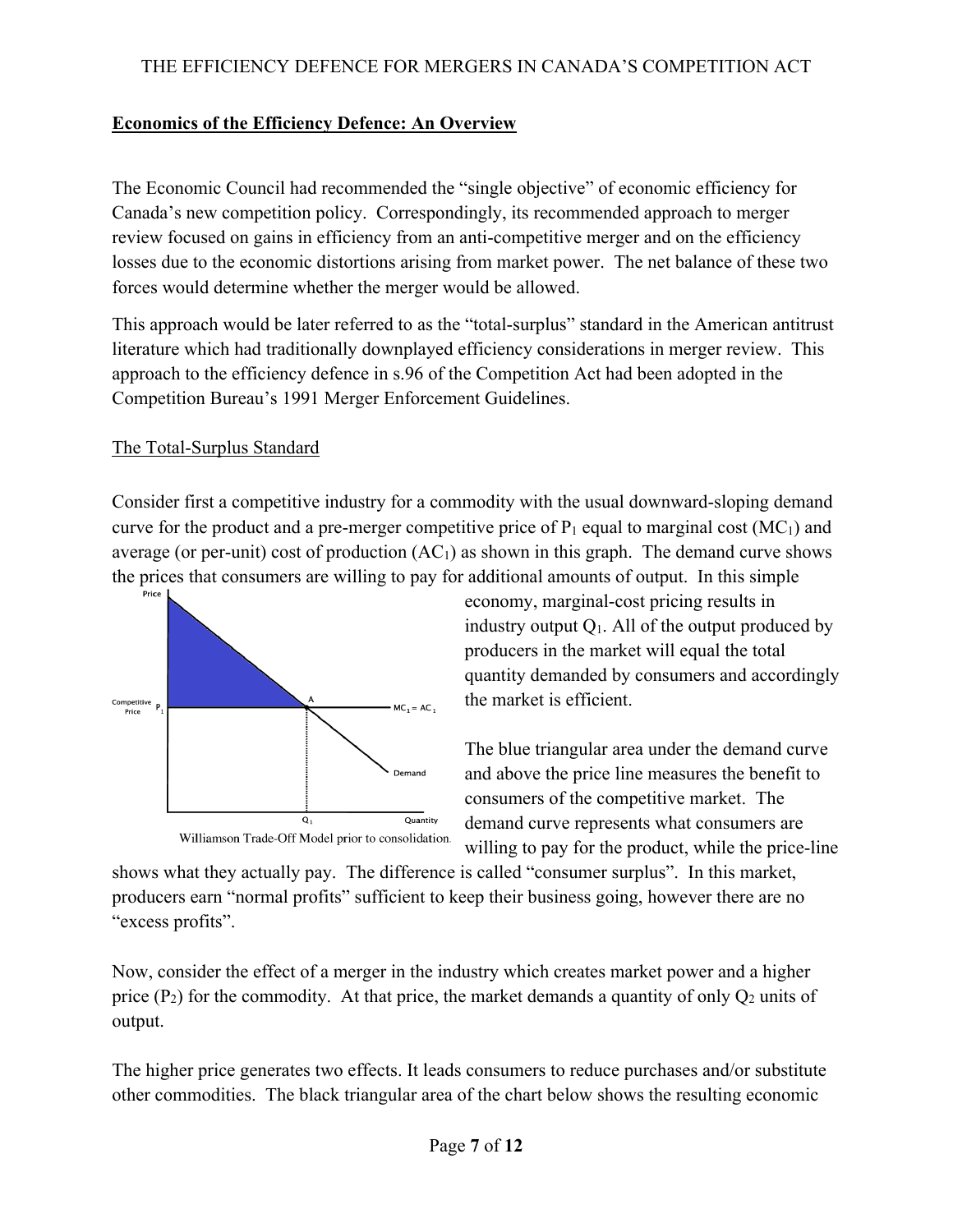## Economics of the Efficiency Defence: An Overview

The Economic Council had recommended the "single objective" of economic efficiency for Canada's new competition policy. Correspondingly, its recommended approach to merger review focused on gains in efficiency from an anti-competitive merger and on the efficiency losses due to the economic distortions arising from market power. The net balance of these two forces would determine whether the merger would be allowed.

This approach would be later referred to as the "total-surplus" standard in the American antitrust literature which had traditionally downplayed efficiency considerations in merger review. This approach to the efficiency defence in s.96 of the Competition Act had been adopted in the Competition Bureau's 1991 Merger Enforcement Guidelines.

### The Total-Surplus Standard

Consider first a competitive industry for a commodity with the usual downward-sloping demand curve for the product and a pre-merger competitive price of $P_1$ equal to marginal cost ($MC_1$) and average (or per-unit) cost of production ($AC_1$) as shown in this graph. The demand curve shows the prices that consumers are willing to pay for additional amounts of output. In this simple economy, marginal-cost pricing results in industry output $Q_1$. All of the output produced by producers in the market will equal the total quantity demanded by consumers and accordingly the market is efficient.

Williamson Trade-Off Model prior to consolidation.

The blue triangular area under the demand curve and above the price line measures the benefit to consumers of the competitive market. The demand curve represents what consumers are willing to pay for the product, while the price-line shows what they actually pay. The difference is called "consumer surplus". In this market, producers earn "normal profits" sufficient to keep their business going, however there are no "excess profits".

Now, consider the effect of a merger in the industry which creates market power and a higher price ($P_2$) for the commodity. At that price, the market demands a quantity of only $Q_2$ units of output.

The higher price generates two effects. It leads consumers to reduce purchases and/or substitute other commodities. The black triangular area of the chart below shows the resulting economic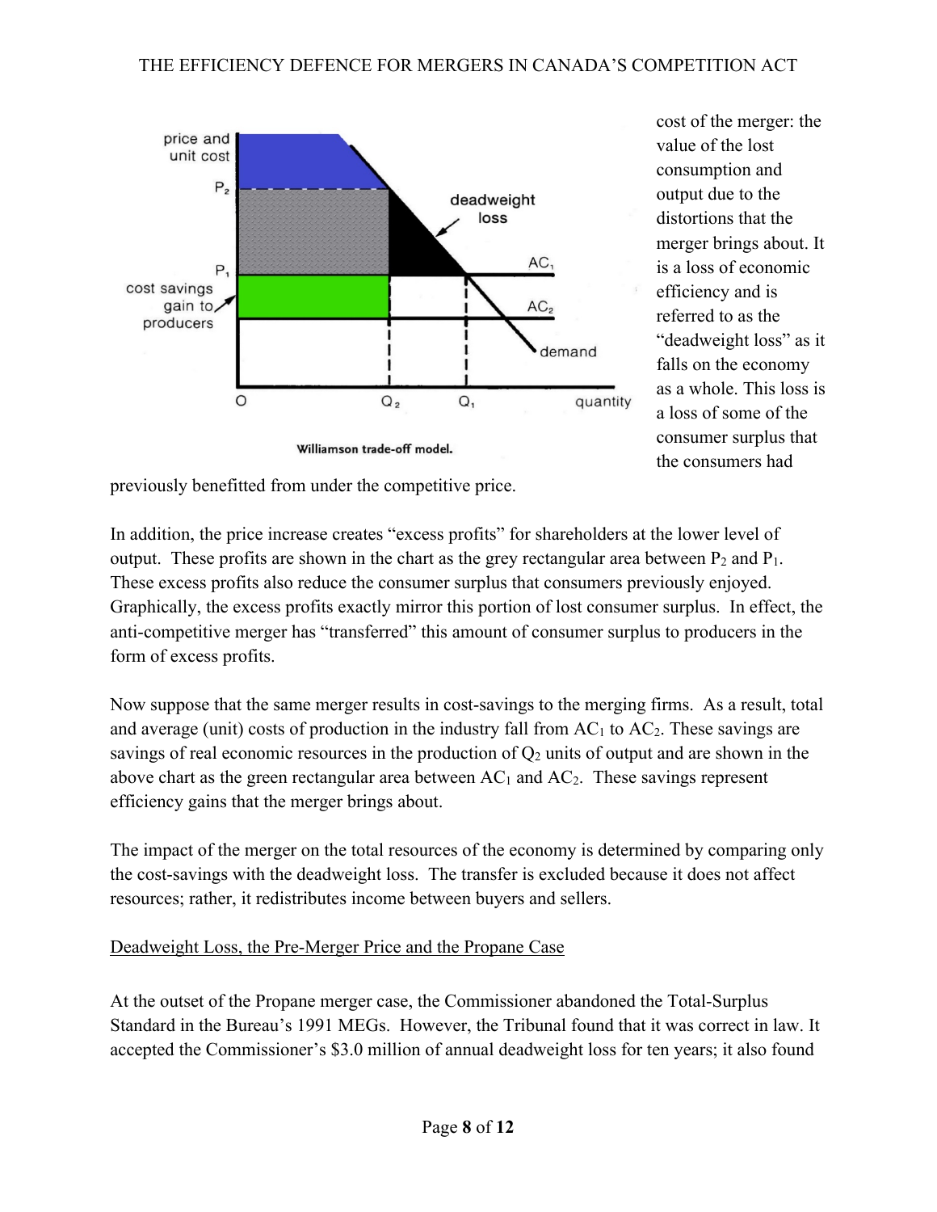Williamson trade-off model.

cost of the merger: the value of the lost consumption and output due to the distortions that the merger brings about. It is a loss of economic efficiency and is referred to as the "deadweight loss" as it falls on the economy as a whole. This loss is a loss of some of the consumer surplus that the consumers had previously benefitted from under the competitive price.

In addition, the price increase creates "excess profits" for shareholders at the lower level of output. These profits are shown in the chart as the grey rectangular area between $P_2$ and $P_1$. These excess profits also reduce the consumer surplus that consumers previously enjoyed. Graphically, the excess profits exactly mirror this portion of lost consumer surplus. In effect, the anti-competitive merger has "transferred" this amount of consumer surplus to producers in the form of excess profits.

Now suppose that the same merger results in cost-savings to the merging firms. As a result, total and average (unit) costs of production in the industry fall from $AC_1$ to $AC_2$. These savings are savings of real economic resources in the production of $Q_2$ units of output and are shown in the above chart as the green rectangular area between $AC_1$ and $AC_2$. These savings represent efficiency gains that the merger brings about.

The impact of the merger on the total resources of the economy is determined by comparing only the cost-savings with the deadweight loss. The transfer is excluded because it does not affect resources; rather, it redistributes income between buyers and sellers.

<u>Deadweight Loss, the Pre-Merger Price and the Propane Case</u>

At the outset of the Propane merger case, the Commissioner abandoned the Total-Surplus Standard in the Bureau's 1991 MEGs. However, the Tribunal found that it was correct in law. It accepted the Commissioner's $3.0 million of annual deadweight loss for ten years; it also found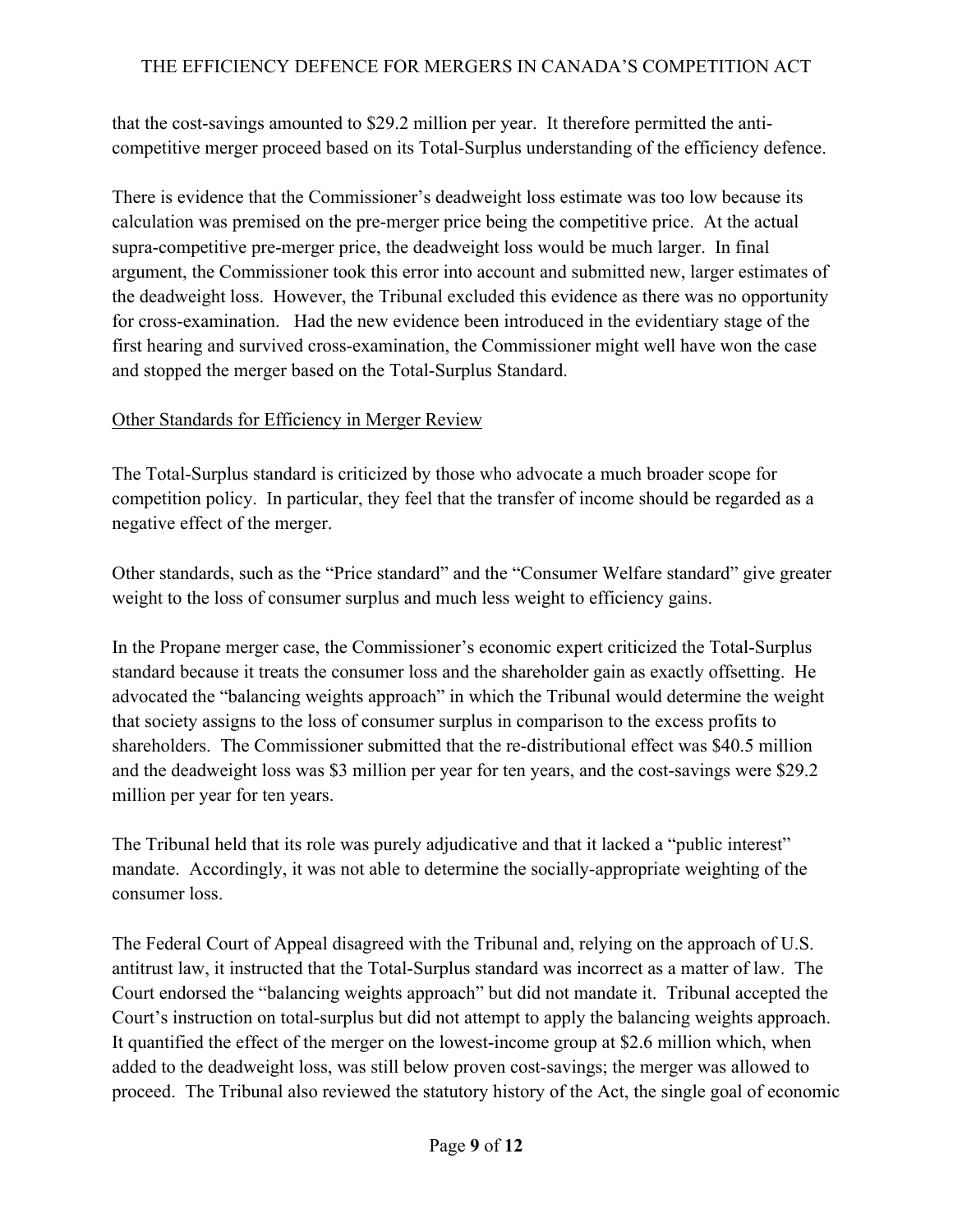that the cost-savings amounted to $29.2 million per year. It therefore permitted the anti-competitive merger proceed based on its Total-Surplus understanding of the efficiency defence.

There is evidence that the Commissioner's deadweight loss estimate was too low because its calculation was premised on the pre-merger price being the competitive price. At the actual supra-competitive pre-merger price, the deadweight loss would be much larger. In final argument, the Commissioner took this error into account and submitted new, larger estimates of the deadweight loss. However, the Tribunal excluded this evidence as there was no opportunity for cross-examination. Had the new evidence been introduced in the evidentiary stage of the first hearing and survived cross-examination, the Commissioner might well have won the case and stopped the merger based on the Total-Surplus Standard.

## Other Standards for Efficiency in Merger Review

The Total-Surplus standard is criticized by those who advocate a much broader scope for competition policy. In particular, they feel that the transfer of income should be regarded as a negative effect of the merger.

Other standards, such as the "Price standard" and the "Consumer Welfare standard" give greater weight to the loss of consumer surplus and much less weight to efficiency gains.

In the Propane merger case, the Commissioner's economic expert criticized the Total-Surplus standard because it treats the consumer loss and the shareholder gain as exactly offsetting. He advocated the "balancing weights approach" in which the Tribunal would determine the weight that society assigns to the loss of consumer surplus in comparison to the excess profits to shareholders. The Commissioner submitted that the re-distributional effect was $40.5 million and the deadweight loss was $3 million per year for ten years, and the cost-savings were $29.2 million per year for ten years.

The Tribunal held that its role was purely adjudicative and that it lacked a "public interest" mandate. Accordingly, it was not able to determine the socially-appropriate weighting of the consumer loss.

The Federal Court of Appeal disagreed with the Tribunal and, relying on the approach of U.S. antitrust law, it instructed that the Total-Surplus standard was incorrect as a matter of law. The Court endorsed the "balancing weights approach" but did not mandate it. Tribunal accepted the Court's instruction on total-surplus but did not attempt to apply the balancing weights approach. It quantified the effect of the merger on the lowest-income group at $2.6 million which, when added to the deadweight loss, was still below proven cost-savings; the merger was allowed to proceed. The Tribunal also reviewed the statutory history of the Act, the single goal of economic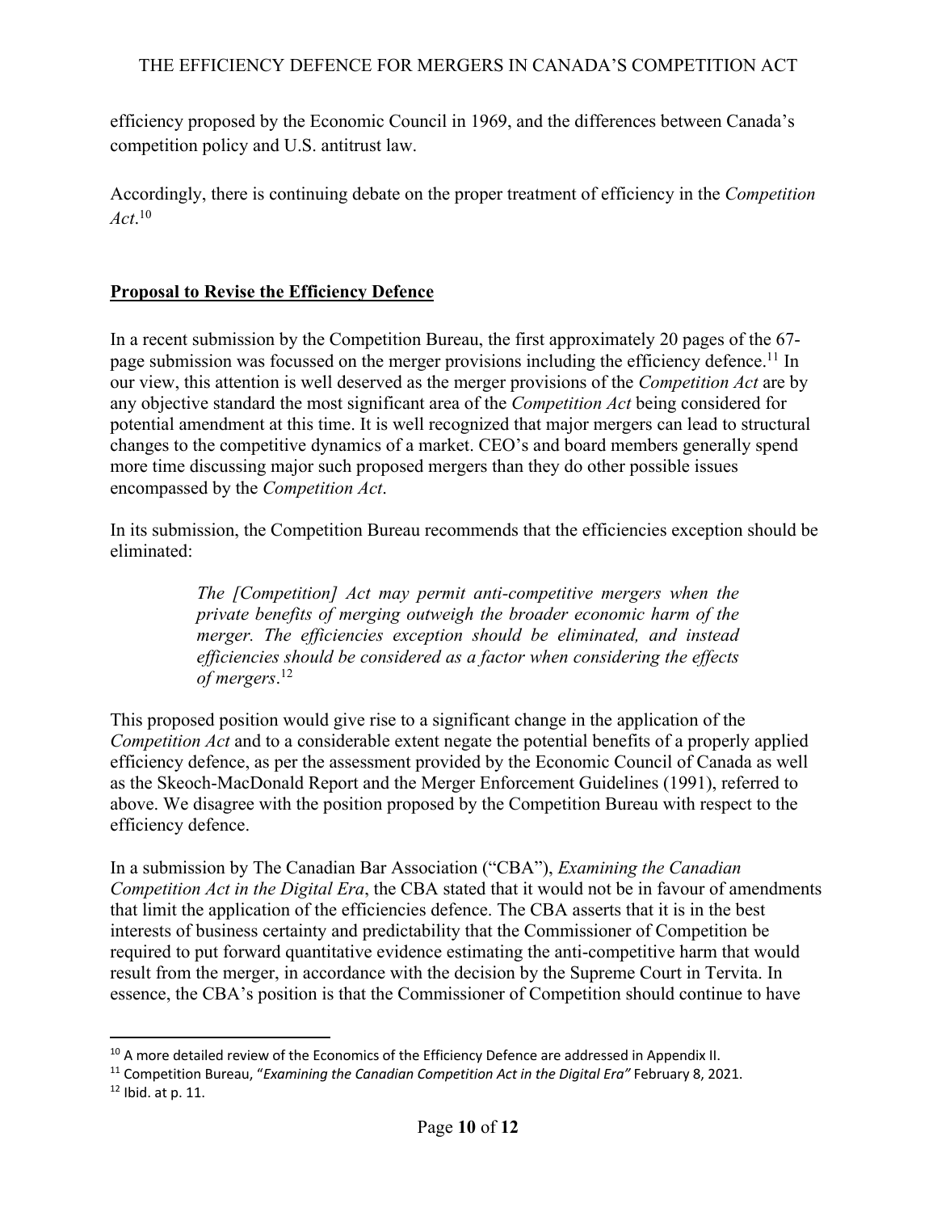efficiency proposed by the Economic Council in 1969, and the differences between Canada's competition policy and U.S. antitrust law.

Accordingly, there is continuing debate on the proper treatment of efficiency in the *Competition Act*.[10]

## **Proposal to Revise the Efficiency Defence**

In a recent submission by the Competition Bureau, the first approximately 20 pages of the 67-page submission was focussed on the merger provisions including the efficiency defence.[11] In our view, this attention is well deserved as the merger provisions of the *Competition Act* are by any objective standard the most significant area of the *Competition Act* being considered for potential amendment at this time. It is well recognized that major mergers can lead to structural changes to the competitive dynamics of a market. CEO's and board members generally spend more time discussing major such proposed mergers than they do other possible issues encompassed by the *Competition Act*.

In its submission, the Competition Bureau recommends that the efficiencies exception should be eliminated:

> *The [Competition] Act may permit anti-competitive mergers when the private benefits of merging outweigh the broader economic harm of the merger. The efficiencies exception should be eliminated, and instead efficiencies should be considered as a factor when considering the effects of mergers*.[12]

This proposed position would give rise to a significant change in the application of the *Competition Act* and to a considerable extent negate the potential benefits of a properly applied efficiency defence, as per the assessment provided by the Economic Council of Canada as well as the Skeoch-MacDonald Report and the Merger Enforcement Guidelines (1991), referred to above. We disagree with the position proposed by the Competition Bureau with respect to the efficiency defence.

In a submission by The Canadian Bar Association ("CBA"), *Examining the Canadian Competition Act in the Digital Era*, the CBA stated that it would not be in favour of amendments that limit the application of the efficiencies defence. The CBA asserts that it is in the best interests of business certainty and predictability that the Commissioner of Competition be required to put forward quantitative evidence estimating the anti-competitive harm that would result from the merger, in accordance with the decision by the Supreme Court in Tervita. In essence, the CBA's position is that the Commissioner of Competition should continue to have

---

[10] A more detailed review of the Economics of the Efficiency Defence are addressed in Appendix II.

[11] Competition Bureau, "*Examining the Canadian Competition Act in the Digital Era"* February 8, 2021.

[12] Ibid. at p. 11.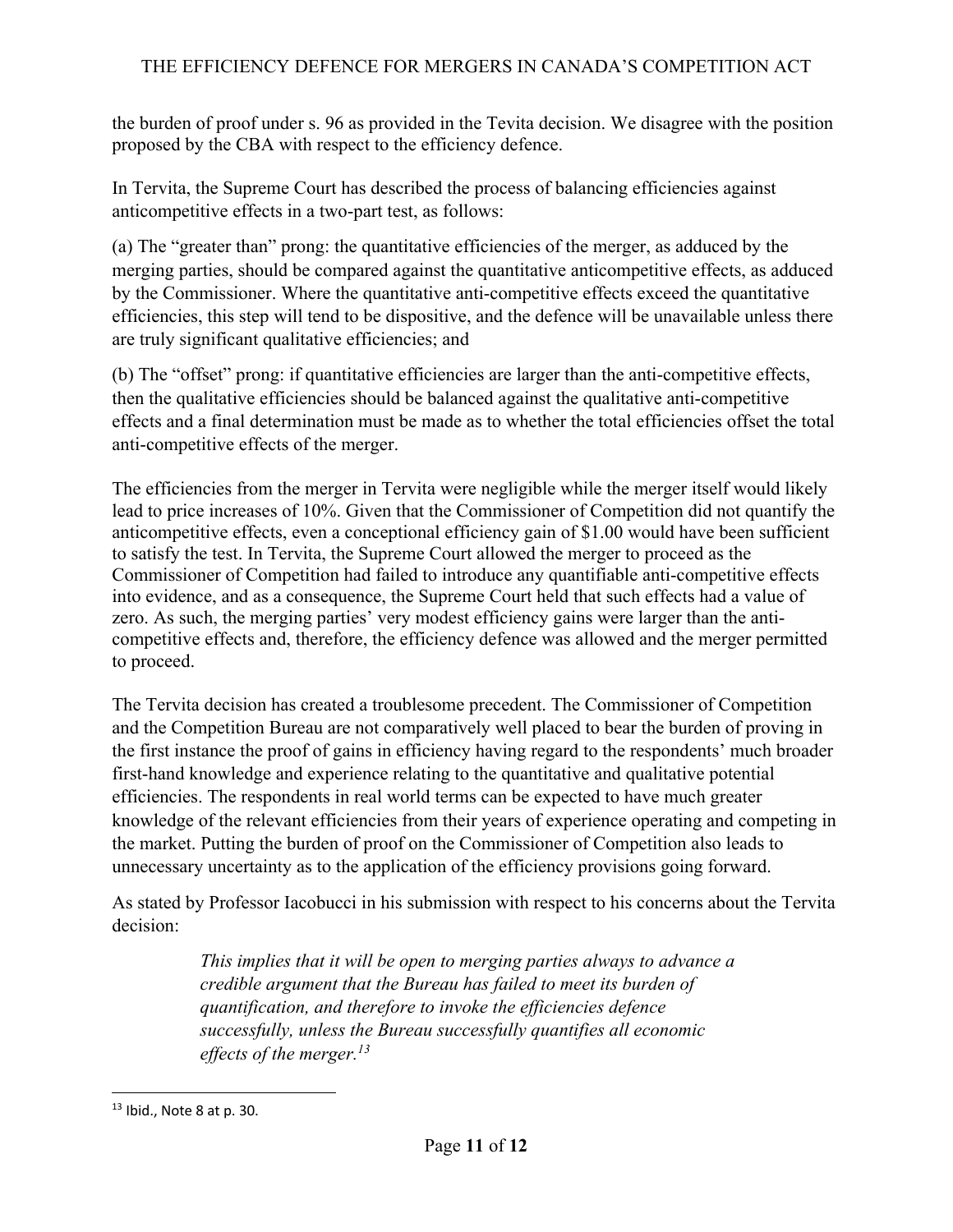the burden of proof under s. 96 as provided in the Tevita decision. We disagree with the position proposed by the CBA with respect to the efficiency defence.

In Tervita, the Supreme Court has described the process of balancing efficiencies against anticompetitive effects in a two-part test, as follows:

(a) The "greater than" prong: the quantitative efficiencies of the merger, as adduced by the merging parties, should be compared against the quantitative anticompetitive effects, as adduced by the Commissioner. Where the quantitative anti-competitive effects exceed the quantitative efficiencies, this step will tend to be dispositive, and the defence will be unavailable unless there are truly significant qualitative efficiencies; and

(b) The "offset" prong: if quantitative efficiencies are larger than the anti-competitive effects, then the qualitative efficiencies should be balanced against the qualitative anti-competitive effects and a final determination must be made as to whether the total efficiencies offset the total anti-competitive effects of the merger.

The efficiencies from the merger in Tervita were negligible while the merger itself would likely lead to price increases of 10%. Given that the Commissioner of Competition did not quantify the anticompetitive effects, even a conceptional efficiency gain of $1.00 would have been sufficient to satisfy the test. In Tervita, the Supreme Court allowed the merger to proceed as the Commissioner of Competition had failed to introduce any quantifiable anti-competitive effects into evidence, and as a consequence, the Supreme Court held that such effects had a value of zero. As such, the merging parties' very modest efficiency gains were larger than the anti-competitive effects and, therefore, the efficiency defence was allowed and the merger permitted to proceed.

The Tervita decision has created a troublesome precedent. The Commissioner of Competition and the Competition Bureau are not comparatively well placed to bear the burden of proving in the first instance the proof of gains in efficiency having regard to the respondents' much broader first-hand knowledge and experience relating to the quantitative and qualitative potential efficiencies. The respondents in real world terms can be expected to have much greater knowledge of the relevant efficiencies from their years of experience operating and competing in the market. Putting the burden of proof on the Commissioner of Competition also leads to unnecessary uncertainty as to the application of the efficiency provisions going forward.

As stated by Professor Iacobucci in his submission with respect to his concerns about the Tervita decision:

> *This implies that it will be open to merging parties always to advance a credible argument that the Bureau has failed to meet its burden of quantification, and therefore to invoke the efficiencies defence successfully, unless the Bureau successfully quantifies all economic effects of the merger.*[13]

---

[13] Ibid., Note 8 at p. 30.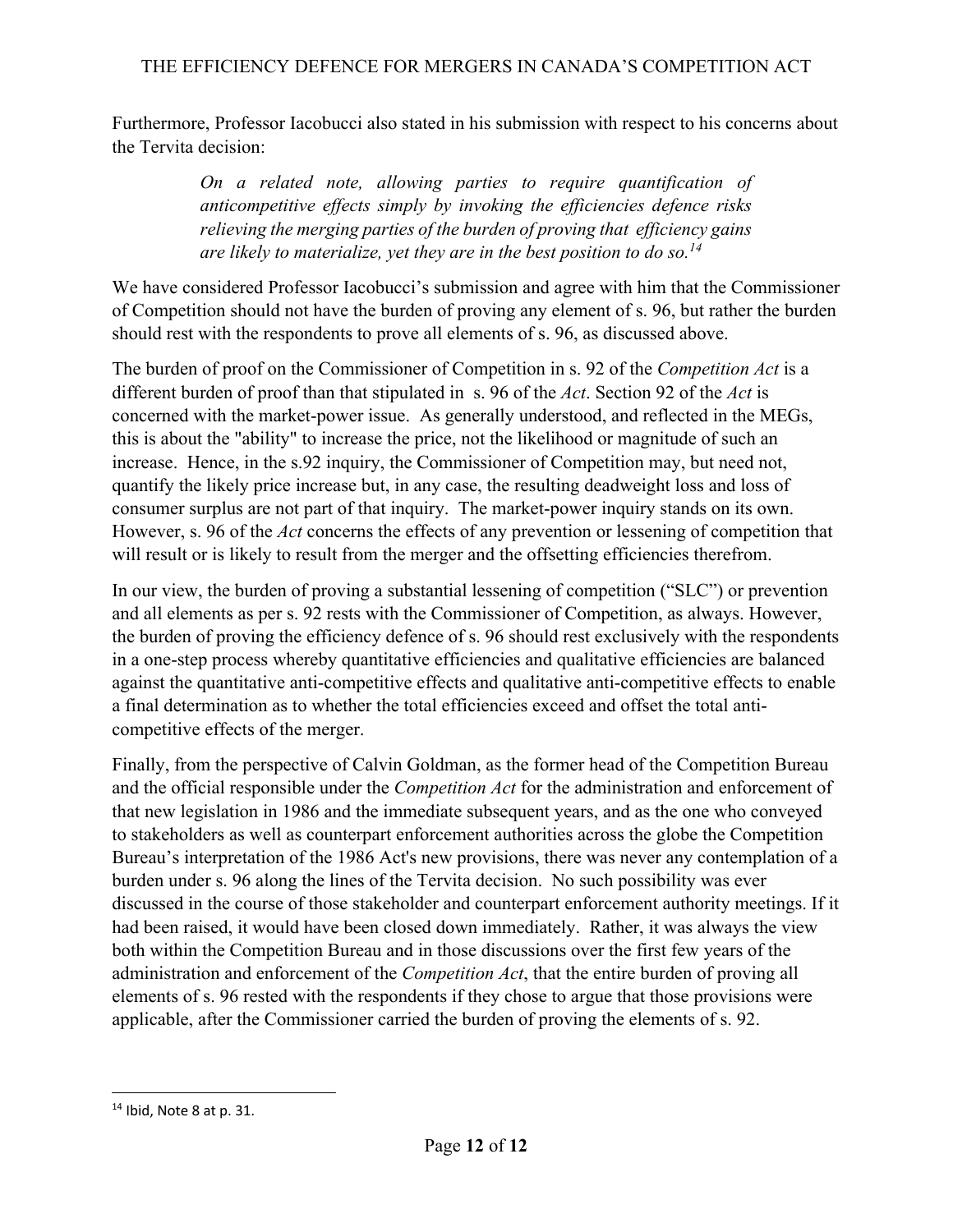Furthermore, Professor Iacobucci also stated in his submission with respect to his concerns about the Tervita decision:

> *On a related note, allowing parties to require quantification of anticompetitive effects simply by invoking the efficiencies defence risks relieving the merging parties of the burden of proving that efficiency gains are likely to materialize, yet they are in the best position to do so.*[14]

We have considered Professor Iacobucci's submission and agree with him that the Commissioner of Competition should not have the burden of proving any element of s. 96, but rather the burden should rest with the respondents to prove all elements of s. 96, as discussed above.

The burden of proof on the Commissioner of Competition in s. 92 of the *Competition Act* is a different burden of proof than that stipulated in s. 96 of the *Act*. Section 92 of the *Act* is concerned with the market-power issue. As generally understood, and reflected in the MEGs, this is about the "ability" to increase the price, not the likelihood or magnitude of such an increase. Hence, in the s.92 inquiry, the Commissioner of Competition may, but need not, quantify the likely price increase but, in any case, the resulting deadweight loss and loss of consumer surplus are not part of that inquiry. The market-power inquiry stands on its own. However, s. 96 of the *Act* concerns the effects of any prevention or lessening of competition that will result or is likely to result from the merger and the offsetting efficiencies therefrom.

In our view, the burden of proving a substantial lessening of competition ("SLC") or prevention and all elements as per s. 92 rests with the Commissioner of Competition, as always. However, the burden of proving the efficiency defence of s. 96 should rest exclusively with the respondents in a one-step process whereby quantitative efficiencies and qualitative efficiencies are balanced against the quantitative anti-competitive effects and qualitative anti-competitive effects to enable a final determination as to whether the total efficiencies exceed and offset the total anti-competitive effects of the merger.

Finally, from the perspective of Calvin Goldman, as the former head of the Competition Bureau and the official responsible under the *Competition Act* for the administration and enforcement of that new legislation in 1986 and the immediate subsequent years, and as the one who conveyed to stakeholders as well as counterpart enforcement authorities across the globe the Competition Bureau's interpretation of the 1986 Act's new provisions, there was never any contemplation of a burden under s. 96 along the lines of the Tervita decision. No such possibility was ever discussed in the course of those stakeholder and counterpart enforcement authority meetings. If it had been raised, it would have been closed down immediately. Rather, it was always the view both within the Competition Bureau and in those discussions over the first few years of the administration and enforcement of the *Competition Act*, that the entire burden of proving all elements of s. 96 rested with the respondents if they chose to argue that those provisions were applicable, after the Commissioner carried the burden of proving the elements of s. 92.

---

[14] Ibid, Note 8 at p. 31.